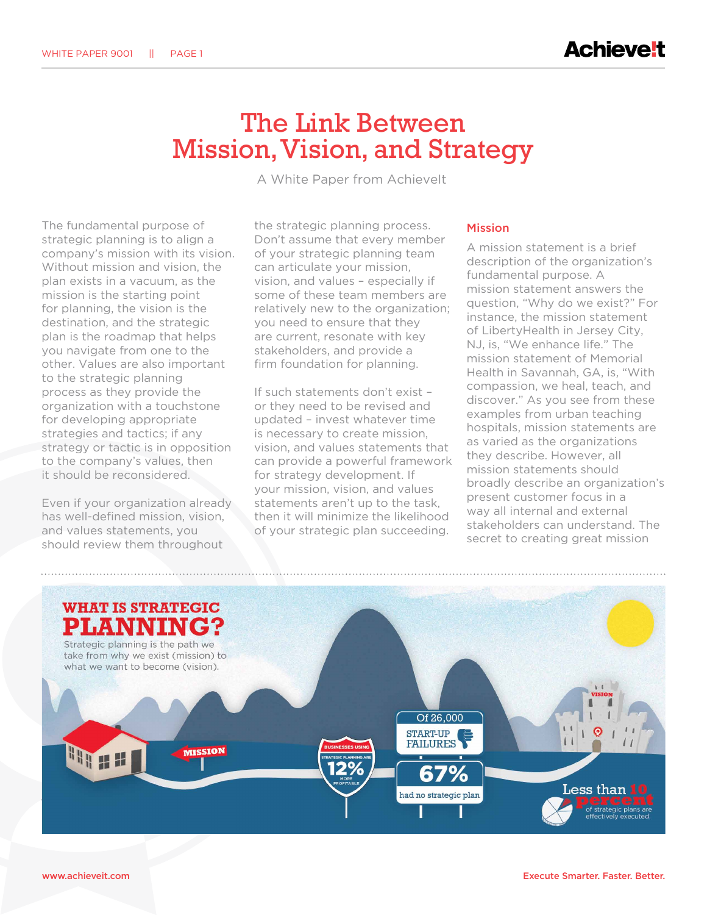# The Link Between Mission, Vision, and Strategy

A White Paper from AchieveIt

The fundamental purpose of strategic planning is to align a company's mission with its vision. Without mission and vision, the plan exists in a vacuum, as the mission is the starting point for planning, the vision is the destination, and the strategic plan is the roadmap that helps you navigate from one to the other. Values are also important to the strategic planning process as they provide the organization with a touchstone for developing appropriate strategies and tactics; if any strategy or tactic is in opposition to the company's values, then it should be reconsidered.

Even if your organization already has well-defined mission, vision, and values statements, you should review them throughout the strategic planning process. Don't assume that every member of your strategic planning team can articulate your mission, vision, and values – especially if some of these team members are relatively new to the organization; you need to ensure that they are current, resonate with key stakeholders, and provide a firm foundation for planning.

If such statements don't exist – or they need to be revised and updated – invest whatever time is necessary to create mission, vision, and values statements that can provide a powerful framework for strategy development. If your mission, vision, and values statements aren't up to the task, then it will minimize the likelihood of your strategic plan succeeding.

## Mission

A mission statement is a brief description of the organization's fundamental purpose. A mission statement answers the question, "Why do we exist?" For instance, the mission statement of LibertyHealth in Jersey City, NJ, is, "We enhance life." The mission statement of Memorial Health in Savannah, GA, is, "With compassion, we heal, teach, and discover." As you see from these examples from urban teaching hospitals, mission statements are as varied as the organizations they describe. However, all mission statements should broadly describe an organization's present customer focus in a way all internal and external stakeholders can understand. The secret to creating great mission

**WHAT IS STRATEGIC PLANNING?**

Strategic planning is the path we take from why we exist (mission) to what we want to become (vision).

MISSION

BUSINESSES USING STRATEGIC PLANNING ARE 12% MORE PROFITABLE

Of 26,000 START-UP FAILURES 67% had no strategic plan

VISION

Less than 10 percent of strategic plans are effectively executed.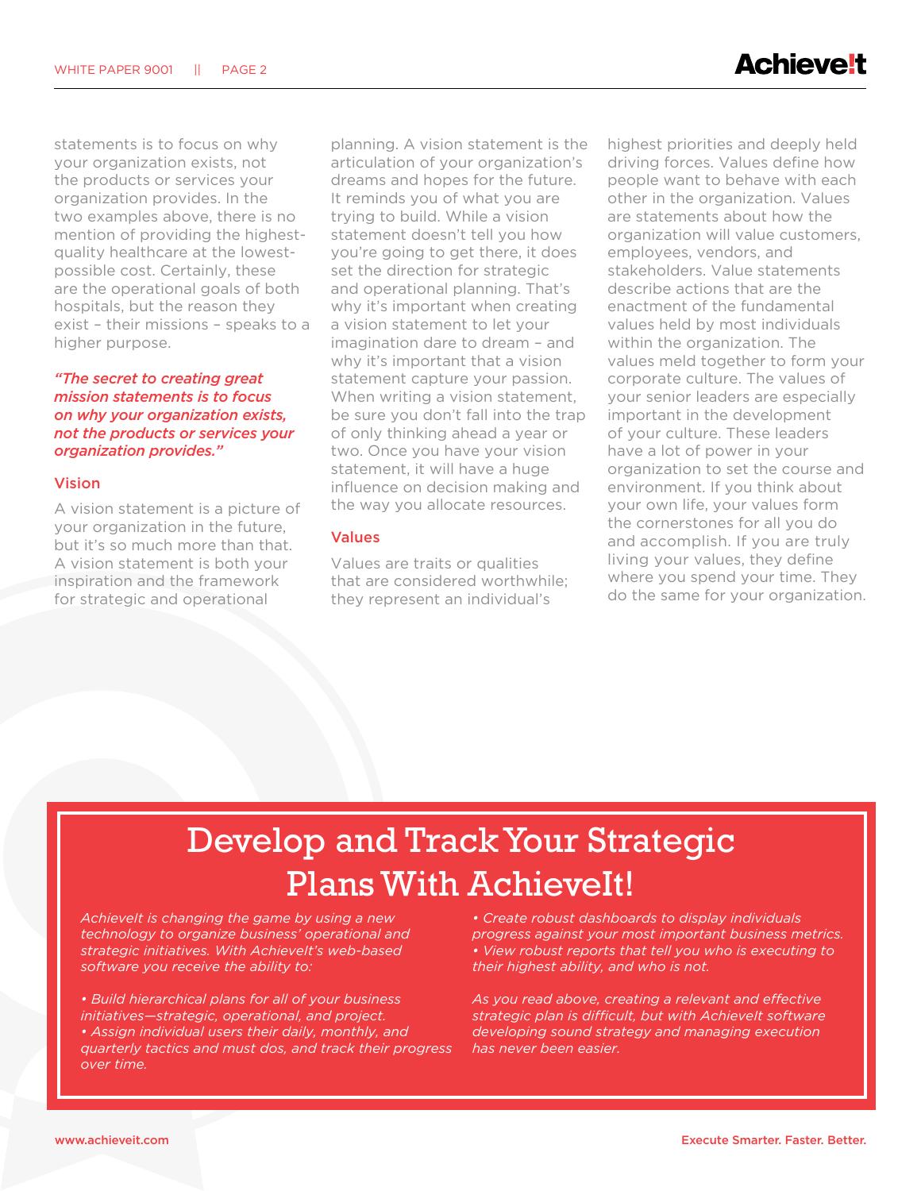statements is to focus on why your organization exists, not the products or services your organization provides. In the two examples above, there is no mention of providing the highest-quality healthcare at the lowest-possible cost. Certainly, these are the operational goals of both hospitals, but the reason they exist – their missions – speaks to a higher purpose.

> *"The secret to creating great mission statements is to focus on why your organization exists, not the products or services your organization provides."*

## Vision

A vision statement is a picture of your organization in the future, but it's so much more than that. A vision statement is both your inspiration and the framework for strategic and operational planning. A vision statement is the articulation of your organization's dreams and hopes for the future. It reminds you of what you are trying to build. While a vision statement doesn't tell you how you're going to get there, it does set the direction for strategic and operational planning. That's why it's important when creating a vision statement to let your imagination dare to dream – and why it's important that a vision statement capture your passion. When writing a vision statement, be sure you don't fall into the trap of only thinking ahead a year or two. Once you have your vision statement, it will have a huge influence on decision making and the way you allocate resources.

## Values

Values are traits or qualities that are considered worthwhile; they represent an individual's highest priorities and deeply held driving forces. Values define how people want to behave with each other in the organization. Values are statements about how the organization will value customers, employees, vendors, and stakeholders. Value statements describe actions that are the enactment of the fundamental values held by most individuals within the organization. The values meld together to form your corporate culture. The values of your senior leaders are especially important in the development of your culture. These leaders have a lot of power in your organization to set the course and environment. If you think about your own life, your values form the cornerstones for all you do and accomplish. If you are truly living your values, they define where you spend your time. They do the same for your organization.

# Develop and Track Your Strategic Plans With AchieveIt!

*AchieveIt is changing the game by using a new technology to organize business' operational and strategic initiatives. With AchieveIt's web-based software you receive the ability to:*

- *Build hierarchical plans for all of your business initiatives—strategic, operational, and project.*
- *Assign individual users their daily, monthly, and quarterly tactics and must dos, and track their progress over time.*
- *Create robust dashboards to display individuals progress against your most important business metrics.*
- *View robust reports that tell you who is executing to their highest ability, and who is not.*

*As you read above, creating a relevant and effective strategic plan is difficult, but with AchieveIt software developing sound strategy and managing execution has never been easier.*

www.achieveit.com

Execute Smarter. Faster. Better.